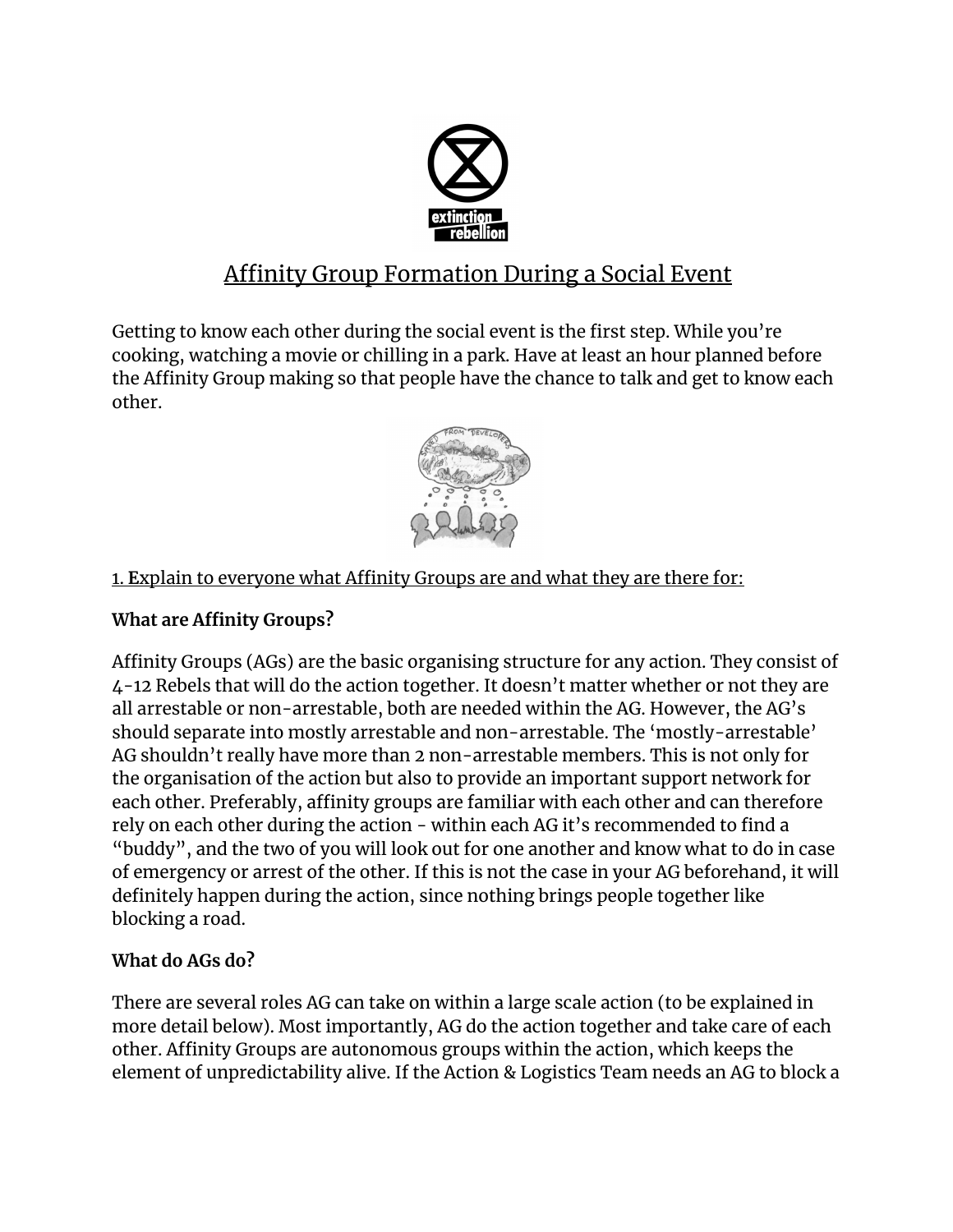# Affinity Group Formation During a Social Event

Getting to know each other during the social event is the first step. While you're cooking, watching a movie or chilling in a park. Have at least an hour planned before the Affinity Group making so that people have the chance to talk and get to know each other.

1. Explain to everyone what Affinity Groups are and what they are there for:

**What are Affinity Groups?**

Affinity Groups (AGs) are the basic organising structure for any action. They consist of 4-12 Rebels that will do the action together. It doesn't matter whether or not they are all arrestable or non-arrestable, both are needed within the AG. However, the AG's should separate into mostly arrestable and non-arrestable. The 'mostly-arrestable' AG shouldn't really have more than 2 non-arrestable members. This is not only for the organisation of the action but also to provide an important support network for each other. Preferably, affinity groups are familiar with each other and can therefore rely on each other during the action - within each AG it's recommended to find a "buddy", and the two of you will look out for one another and know what to do in case of emergency or arrest of the other. If this is not the case in your AG beforehand, it will definitely happen during the action, since nothing brings people together like blocking a road.

**What do AGs do?**

There are several roles AG can take on within a large scale action (to be explained in more detail below). Most importantly, AG do the action together and take care of each other. Affinity Groups are autonomous groups within the action, which keeps the element of unpredictability alive. If the Action & Logistics Team needs an AG to block a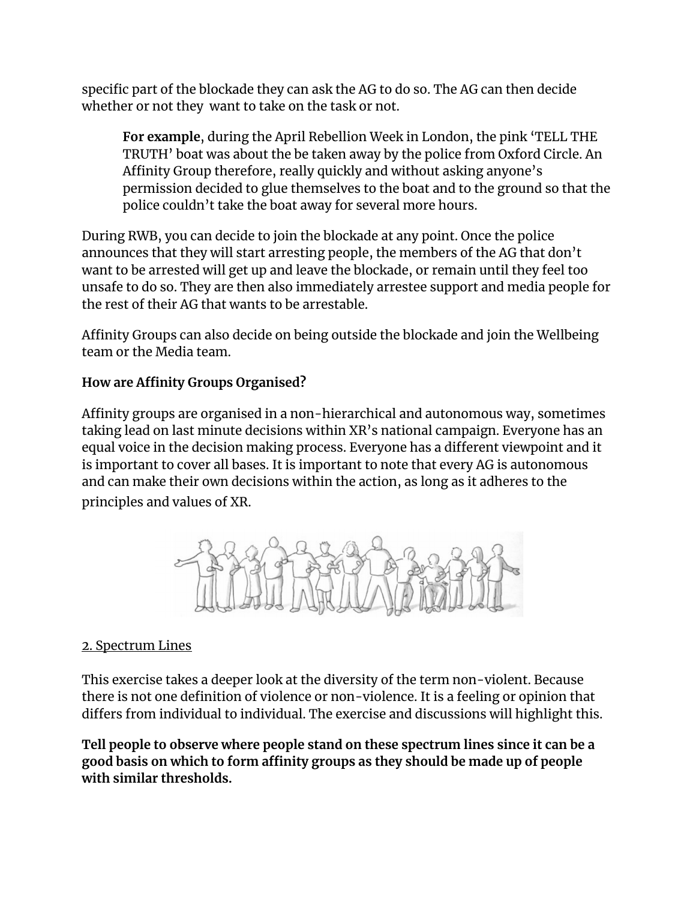specific part of the blockade they can ask the AG to do so. The AG can then decide whether or not they  want to take on the task or not.

> **For example**, during the April Rebellion Week in London, the pink 'TELL THE TRUTH' boat was about the be taken away by the police from Oxford Circle. An Affinity Group therefore, really quickly and without asking anyone's permission decided to glue themselves to the boat and to the ground so that the police couldn't take the boat away for several more hours.

During RWB, you can decide to join the blockade at any point. Once the police announces that they will start arresting people, the members of the AG that don't want to be arrested will get up and leave the blockade, or remain until they feel too unsafe to do so. They are then also immediately arrestee support and media people for the rest of their AG that wants to be arrestable.

Affinity Groups can also decide on being outside the blockade and join the Wellbeing team or the Media team.

**How are Affinity Groups Organised?**

Affinity groups are organised in a non-hierarchical and autonomous way, sometimes taking lead on last minute decisions within XR's national campaign. Everyone has an equal voice in the decision making process. Everyone has a different viewpoint and it is important to cover all bases. It is important to note that every AG is autonomous and can make their own decisions within the action, as long as it adheres to the principles and values of XR.

2. Spectrum Lines

This exercise takes a deeper look at the diversity of the term non-violent. Because there is not one definition of violence or non-violence. It is a feeling or opinion that differs from individual to individual. The exercise and discussions will highlight this.

**Tell people to observe where people stand on these spectrum lines since it can be a good basis on which to form affinity groups as they should be made up of people with similar thresholds.**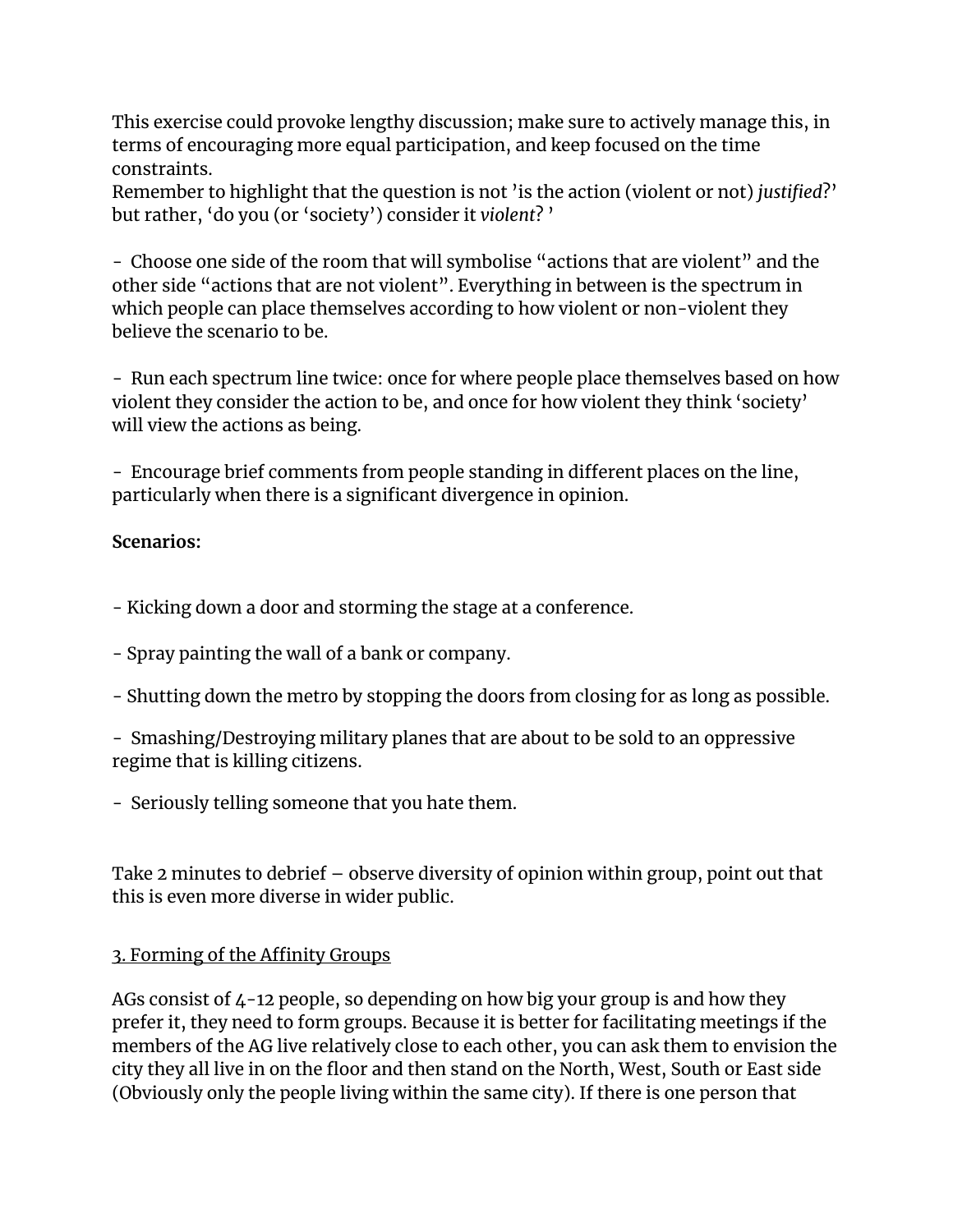This exercise could provoke lengthy discussion; make sure to actively manage this, in terms of encouraging more equal participation, and keep focused on the time constraints.
Remember to highlight that the question is not 'is the action (violent or not) *justified*?' but rather, 'do you (or 'society') consider it *violent*? '

- Choose one side of the room that will symbolise "actions that are violent" and the other side "actions that are not violent". Everything in between is the spectrum in which people can place themselves according to how violent or non-violent they believe the scenario to be.

- Run each spectrum line twice: once for where people place themselves based on how violent they consider the action to be, and once for how violent they think 'society' will view the actions as being.

- Encourage brief comments from people standing in different places on the line, particularly when there is a significant divergence in opinion.

**Scenarios:**

- Kicking down a door and storming the stage at a conference.

- Spray painting the wall of a bank or company.

- Shutting down the metro by stopping the doors from closing for as long as possible.

- Smashing/Destroying military planes that are about to be sold to an oppressive regime that is killing citizens.

- Seriously telling someone that you hate them.

Take 2 minutes to debrief – observe diversity of opinion within group, point out that this is even more diverse in wider public.

<u>3. Forming of the Affinity Groups</u>

AGs consist of 4-12 people, so depending on how big your group is and how they prefer it, they need to form groups. Because it is better for facilitating meetings if the members of the AG live relatively close to each other, you can ask them to envision the city they all live in on the floor and then stand on the North, West, South or East side (Obviously only the people living within the same city). If there is one person that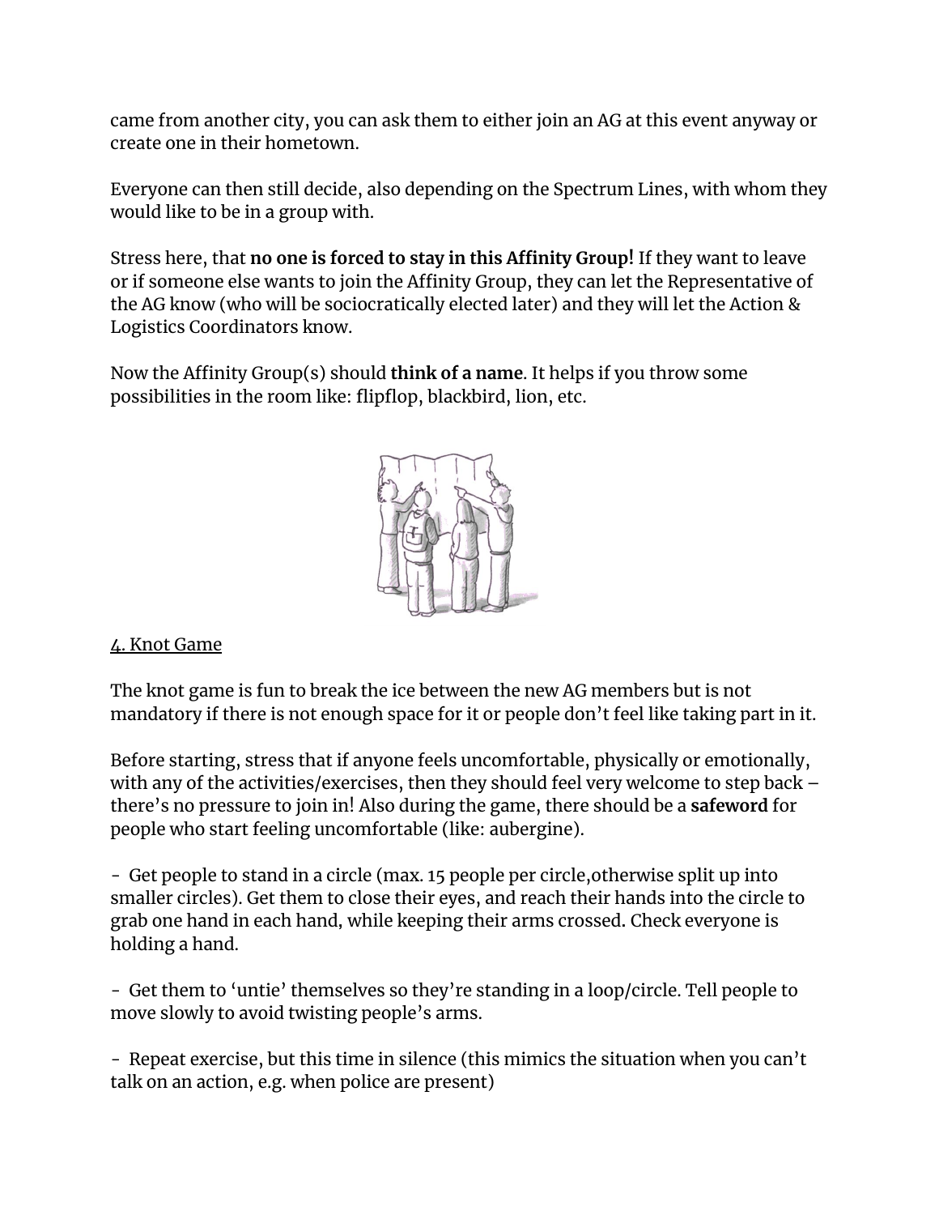came from another city, you can ask them to either join an AG at this event anyway or create one in their hometown.

Everyone can then still decide, also depending on the Spectrum Lines, with whom they would like to be in a group with.

Stress here, that **no one is forced to stay in this Affinity Group!** If they want to leave or if someone else wants to join the Affinity Group, they can let the Representative of the AG know (who will be sociocratically elected later) and they will let the Action & Logistics Coordinators know.

Now the Affinity Group(s) should **think of a name**. It helps if you throw some possibilities in the room like: flipflop, blackbird, lion, etc.

4. Knot Game

The knot game is fun to break the ice between the new AG members but is not mandatory if there is not enough space for it or people don't feel like taking part in it.

Before starting, stress that if anyone feels uncomfortable, physically or emotionally, with any of the activities/exercises, then they should feel very welcome to step back – there's no pressure to join in! Also during the game, there should be a **safeword** for people who start feeling uncomfortable (like: aubergine).

- Get people to stand in a circle (max. 15 people per circle,otherwise split up into smaller circles). Get them to close their eyes, and reach their hands into the circle to grab one hand in each hand, while keeping their arms crossed. Check everyone is holding a hand.

- Get them to 'untie' themselves so they're standing in a loop/circle. Tell people to move slowly to avoid twisting people's arms.

- Repeat exercise, but this time in silence (this mimics the situation when you can't talk on an action, e.g. when police are present)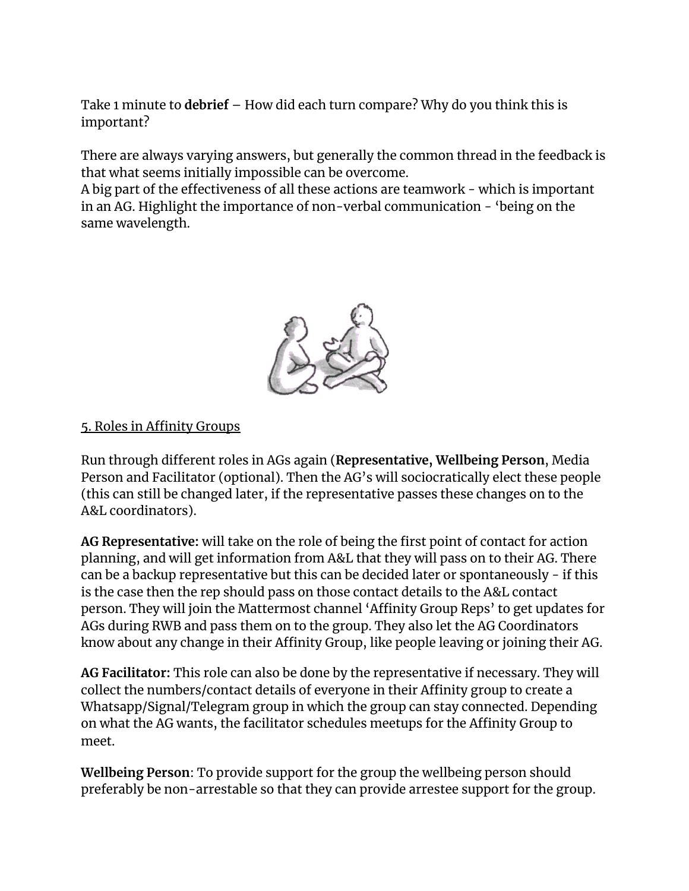Take 1 minute to **debrief** – How did each turn compare? Why do you think this is important?

There are always varying answers, but generally the common thread in the feedback is that what seems initially impossible can be overcome.
A big part of the effectiveness of all these actions are teamwork - which is important in an AG. Highlight the importance of non-verbal communication - 'being on the same wavelength.

5. Roles in Affinity Groups

Run through different roles in AGs again (**Representative, Wellbeing Person**, Media Person and Facilitator (optional). Then the AG's will sociocratically elect these people (this can still be changed later, if the representative passes these changes on to the A&L coordinators).

**AG Representative:** will take on the role of being the first point of contact for action planning, and will get information from A&L that they will pass on to their AG. There can be a backup representative but this can be decided later or spontaneously - if this is the case then the rep should pass on those contact details to the A&L contact person. They will join the Mattermost channel 'Affinity Group Reps' to get updates for AGs during RWB and pass them on to the group. They also let the AG Coordinators know about any change in their Affinity Group, like people leaving or joining their AG.

**AG Facilitator:** This role can also be done by the representative if necessary. They will collect the numbers/contact details of everyone in their Affinity group to create a Whatsapp/Signal/Telegram group in which the group can stay connected. Depending on what the AG wants, the facilitator schedules meetups for the Affinity Group to meet.

**Wellbeing Person**: To provide support for the group the wellbeing person should preferably be non-arrestable so that they can provide arrestee support for the group.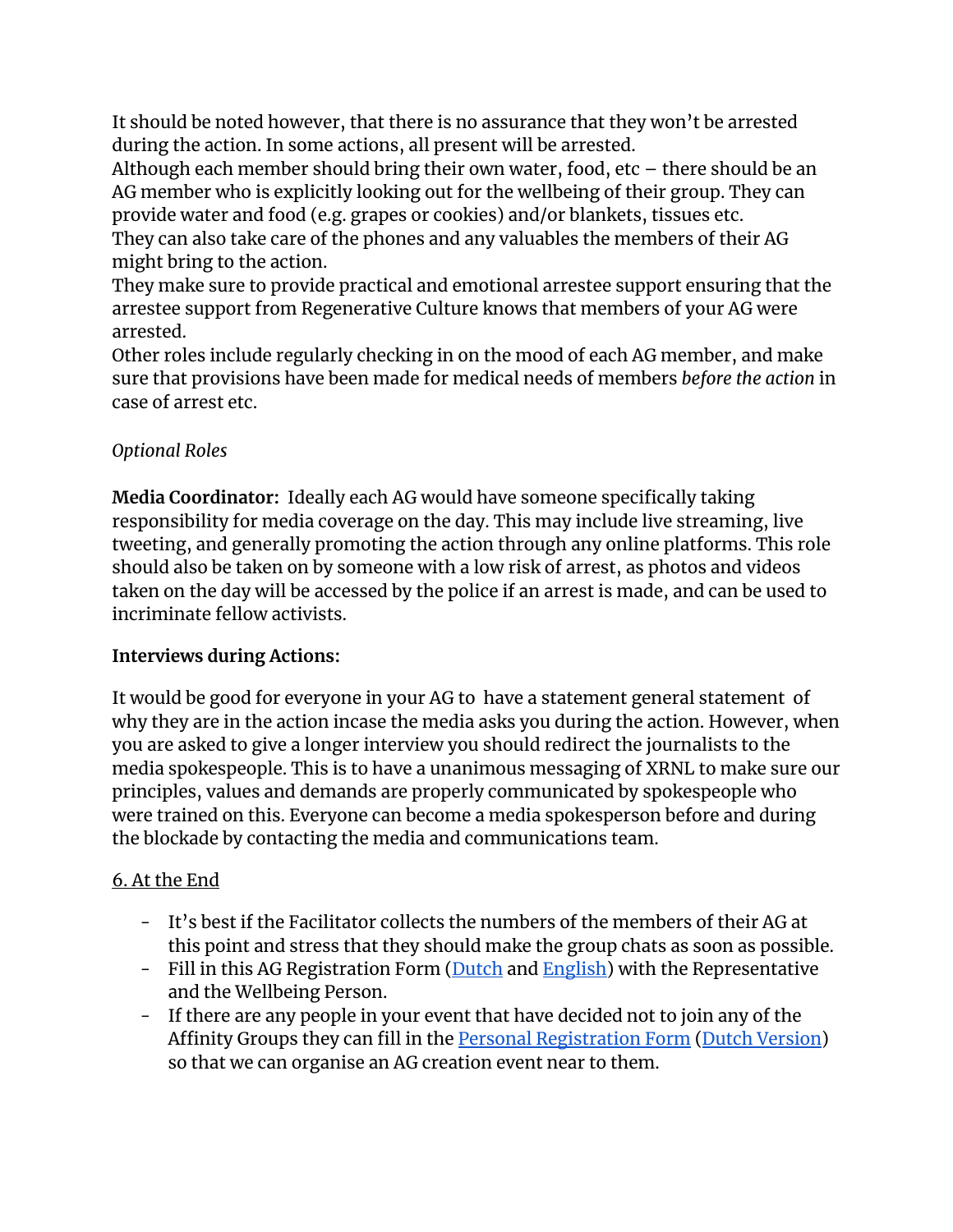It should be noted however, that there is no assurance that they won't be arrested during the action. In some actions, all present will be arrested.
Although each member should bring their own water, food, etc – there should be an AG member who is explicitly looking out for the wellbeing of their group. They can provide water and food (e.g. grapes or cookies) and/or blankets, tissues etc.
They can also take care of the phones and any valuables the members of their AG might bring to the action.
They make sure to provide practical and emotional arrestee support ensuring that the arrestee support from Regenerative Culture knows that members of your AG were arrested.
Other roles include regularly checking in on the mood of each AG member, and make sure that provisions have been made for medical needs of members *before the action* in case of arrest etc.

*Optional Roles*

**Media Coordinator:** Ideally each AG would have someone specifically taking responsibility for media coverage on the day. This may include live streaming, live tweeting, and generally promoting the action through any online platforms. This role should also be taken on by someone with a low risk of arrest, as photos and videos taken on the day will be accessed by the police if an arrest is made, and can be used to incriminate fellow activists.

**Interviews during Actions:**

It would be good for everyone in your AG to have a statement general statement of why they are in the action incase the media asks you during the action. However, when you are asked to give a longer interview you should redirect the journalists to the media spokespeople. This is to have a unanimous messaging of XRNL to make sure our principles, values and demands are properly communicated by spokespeople who were trained on this. Everyone can become a media spokesperson before and during the blockade by contacting the media and communications team.

## 6. At the End

- It's best if the Facilitator collects the numbers of the members of their AG at this point and stress that they should make the group chats as soon as possible.
- Fill in this AG Registration Form (Dutch and English) with the Representative and the Wellbeing Person.
- If there are any people in your event that have decided not to join any of the Affinity Groups they can fill in the Personal Registration Form (Dutch Version) so that we can organise an AG creation event near to them.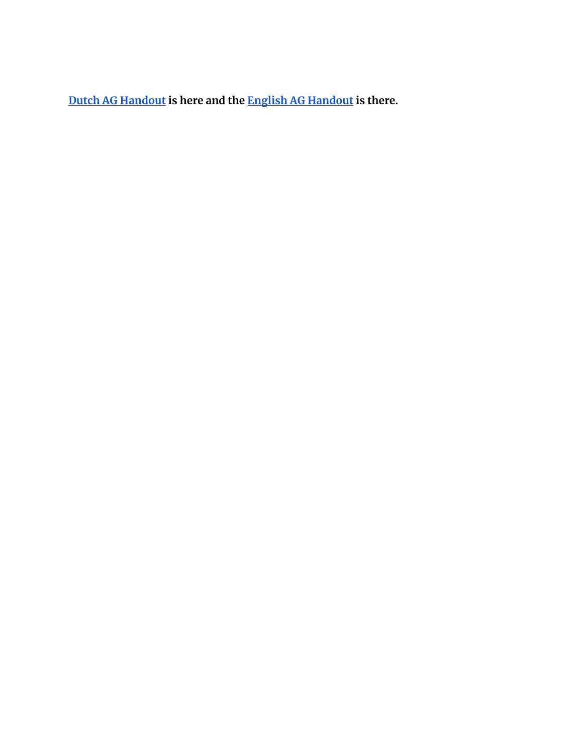**Dutch AG Handout is here and the English AG Handout is there.**